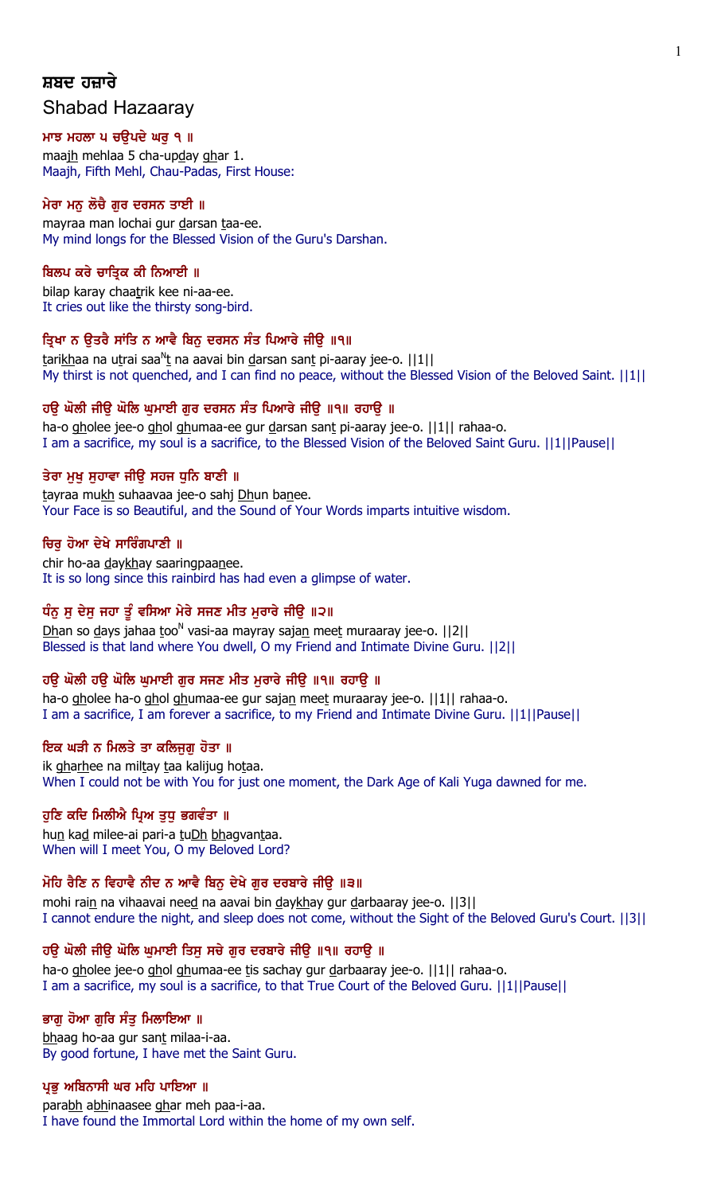# ਸ਼ਬਦ ਹਜ਼ਾਰੇ

## Shabad Hazaaray

**ਮਾਝ ਮਹਲਾ ੫ ਚਉਪਦੇ ਘਰੁ ੧ ॥**
maajh mehlaa 5 cha-upday ghar 1.
Maajh, Fifth Mehl, Chau-Padas, First House:

**ਮੇਰਾ ਮਨੁ ਲੋਚੈ ਗੁਰ ਦਰਸਨ ਤਾਈ ॥**
mayraa man lochai gur darsan taa-ee.
My mind longs for the Blessed Vision of the Guru's Darshan.

**ਬਿਲਪ ਕਰੇ ਚਾਤ੍ਰਿਕ ਕੀ ਨਿਆਈ ॥**
bilap karay chaatrik kee ni-aa-ee.
It cries out like the thirsty song-bird.

**ਤ੍ਰਿਖਾ ਨ ਉਤਰੈ ਸਾਂਤਿ ਨ ਆਵੈ ਬਿਨੁ ਦਰਸਨ ਸੰਤ ਪਿਆਰੇ ਜੀਉ ॥੧॥**
tarikhaa na utrai saaNt na aavai bin darsan sant pi-aaray jee-o. ||1||
My thirst is not quenched, and I can find no peace, without the Blessed Vision of the Beloved Saint. ||1||

**ਹਉ ਘੋਲੀ ਜੀਉ ਘੋਲਿ ਘੁਮਾਈ ਗੁਰ ਦਰਸਨ ਸੰਤ ਪਿਆਰੇ ਜੀਉ ॥੧॥ ਰਹਾਉ ॥**
ha-o gholee jee-o ghol ghumaa-ee gur darsan sant pi-aaray jee-o. ||1|| rahaa-o.
I am a sacrifice, my soul is a sacrifice, to the Blessed Vision of the Beloved Saint Guru. ||1||Pause||

**ਤੇਰਾ ਮੁਖੁ ਸੁਹਾਵਾ ਜੀਉ ਸਹਜ ਧੁਨਿ ਬਾਣੀ ॥**
tayraa mukh suhaavaa jee-o sahj Dhun banee.
Your Face is so Beautiful, and the Sound of Your Words imparts intuitive wisdom.

**ਚਿਰੁ ਹੋਆ ਦੇਖੇ ਸਾਰਿੰਗਪਾਣੀ ॥**
chir ho-aa daykhay saaringpaanee.
It is so long since this rainbird has had even a glimpse of water.

**ਧੰਨੁ ਸੁ ਦੇਸੁ ਜਹਾ ਤੂੰ ਵਸਿਆ ਮੇਰੇ ਸਜਣ ਮੀਤ ਮੁਰਾਰੇ ਜੀਉ ॥੨॥**
Dhan so days jahaa tooN vasi-aa mayray sajan meet muraaray jee-o. ||2||
Blessed is that land where You dwell, O my Friend and Intimate Divine Guru. ||2||

**ਹਉ ਘੋਲੀ ਹਉ ਘੋਲਿ ਘੁਮਾਈ ਗੁਰ ਸਜਣ ਮੀਤ ਮੁਰਾਰੇ ਜੀਉ ॥੧॥ ਰਹਾਉ ॥**
ha-o gholee ha-o ghol ghumaa-ee gur sajan meet muraaray jee-o. ||1|| rahaa-o.
I am a sacrifice, I am forever a sacrifice, to my Friend and Intimate Divine Guru. ||1||Pause||

**ਇਕ ਘੜੀ ਨ ਮਿਲਤੇ ਤਾ ਕਲਿਜੁਗੁ ਹੋਤਾ ॥**
ik gharhee na miltay taa kalijug hotaa.
When I could not be with You for just one moment, the Dark Age of Kali Yuga dawned for me.

**ਹੁਣਿ ਕਦਿ ਮਿਲੀਐ ਪ੍ਰਿਅ ਤੁਧੁ ਭਗਵੰਤਾ ॥**
hun kad milee-ai pari-a tuDh bhagvantaa.
When will I meet You, O my Beloved Lord?

**ਮੋਹਿ ਰੈਣਿ ਨ ਵਿਹਾਵੈ ਨੀਦ ਨ ਆਵੈ ਬਿਨੁ ਦੇਖੇ ਗੁਰ ਦਰਬਾਰੇ ਜੀਉ ॥੩॥**
mohi rain na vihaavai need na aavai bin daykhay gur darbaaray jee-o. ||3||
I cannot endure the night, and sleep does not come, without the Sight of the Beloved Guru's Court. ||3||

**ਹਉ ਘੋਲੀ ਜੀਉ ਘੋਲਿ ਘੁਮਾਈ ਤਿਸੁ ਸਚੇ ਗੁਰ ਦਰਬਾਰੇ ਜੀਉ ॥੧॥ ਰਹਾਉ ॥**
ha-o gholee jee-o ghol ghumaa-ee tis sachay gur darbaaray jee-o. ||1|| rahaa-o.
I am a sacrifice, my soul is a sacrifice, to that True Court of the Beloved Guru. ||1||Pause||

**ਭਾਗੁ ਹੋਆ ਗੁਰਿ ਸੰਤੁ ਮਿਲਾਇਆ ॥**
bhaag ho-aa gur sant milaa-i-aa.
By good fortune, I have met the Saint Guru.

**ਪ੍ਰਭੁ ਅਬਿਨਾਸੀ ਘਰ ਮਹਿ ਪਾਇਆ ॥**
parabh abhinaasee ghar meh paa-i-aa.
I have found the Immortal Lord within the home of my own self.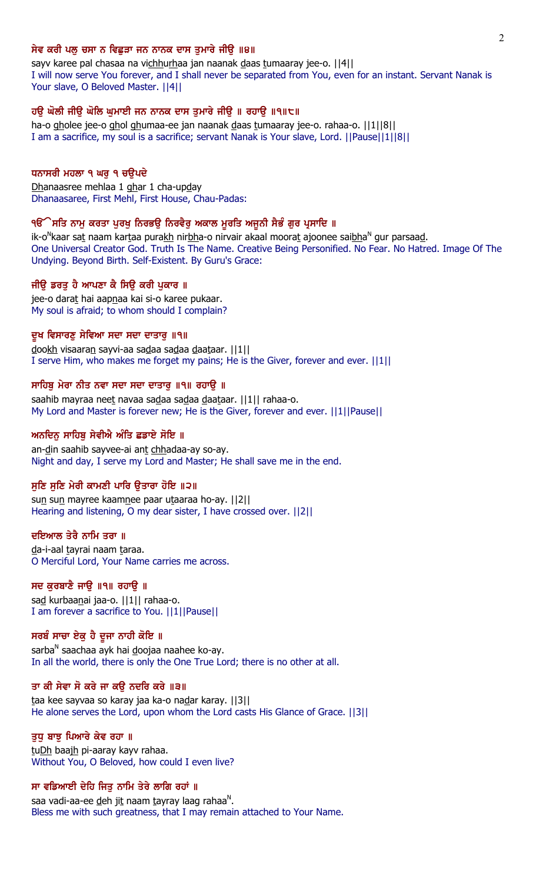**ਸੇਵ ਕਰੀ ਪਲੁ ਚਸਾ ਨ ਵਿਛੁੜਾ ਜਨ ਨਾਨਕ ਦਾਸ ਤੁਮਾਰੇ ਜੀਉ ॥੪॥**

sayv karee pal chasaa na vichhurhaa jan naanak daas tumaaray jee-o. ||4||

I will now serve You forever, and I shall never be separated from You, even for an instant. Servant Nanak is Your slave, O Beloved Master. ||4||

**ਹਉ ਘੋਲੀ ਜੀਉ ਘੋਲਿ ਘੁਮਾਈ ਜਨ ਨਾਨਕ ਦਾਸ ਤੁਮਾਰੇ ਜੀਉ ॥ ਰਹਾਉ ॥੧॥੮॥**

ha-o gholee jee-o ghol ghumaa-ee jan naanak daas tumaaray jee-o. rahaa-o. ||1||8||

I am a sacrifice, my soul is a sacrifice; servant Nanak is Your slave, Lord. ||Pause||1||8||

**ਧਨਾਸਰੀ ਮਹਲਾ ੧ ਘਰੁ ੧ ਚਉਪਦੇ**

Dhanaasree mehlaa 1 ghar 1 cha-upday

Dhanaasaree, First Mehl, First House, Chau-Padas:

**ੴ ਸਤਿ ਨਾਮੁ ਕਰਤਾ ਪੁਰਖੁ ਨਿਰਭਉ ਨਿਰਵੈਰੁ ਅਕਾਲ ਮੂਰਤਿ ਅਜੂਨੀ ਸੈਭੰ ਗੁਰ ਪ੍ਰਸਾਦਿ ॥**

ik-oNkaar sat naam kartaa purakh nirbha-o nirvair akaal moorat ajoonee saibhaN gur parsaad.

One Universal Creator God. Truth Is The Name. Creative Being Personified. No Fear. No Hatred. Image Of The Undying. Beyond Birth. Self-Existent. By Guru's Grace:

**ਜੀਉ ਡਰਤੁ ਹੈ ਆਪਣਾ ਕੈ ਸਿਉ ਕਰੀ ਪੁਕਾਰ ॥**

jee-o darat hai aapnaa kai si-o karee pukaar.

My soul is afraid; to whom should I complain?

**ਦੂਖ ਵਿਸਾਰਣੁ ਸੇਵਿਆ ਸਦਾ ਸਦਾ ਦਾਤਾਰੁ ॥੧॥**

dookh visaaran sayvi-aa sadaa sadaa daataar. ||1||

I serve Him, who makes me forget my pains; He is the Giver, forever and ever. ||1||

**ਸਾਹਿਬੁ ਮੇਰਾ ਨੀਤ ਨਵਾ ਸਦਾ ਸਦਾ ਦਾਤਾਰੁ ॥੧॥ ਰਹਾਉ ॥**

saahib mayraa neet navaa sadaa sadaa daataar. ||1|| rahaa-o.

My Lord and Master is forever new; He is the Giver, forever and ever. ||1||Pause||

**ਅਨਦਿਨੁ ਸਾਹਿਬੁ ਸੇਵੀਐ ਅੰਤਿ ਛਡਾਏ ਸੋਇ ॥**

an-din saahib sayvee-ai ant chhadaa-ay so-ay.

Night and day, I serve my Lord and Master; He shall save me in the end.

**ਸੁਣਿ ਸੁਣਿ ਮੇਰੀ ਕਾਮਣੀ ਪਾਰਿ ਉਤਾਰਾ ਹੋਇ ॥੨॥**

sun sun mayree kaamnee paar utaaraa ho-ay. ||2||

Hearing and listening, O my dear sister, I have crossed over. ||2||

**ਦਇਆਲ ਤੇਰੈ ਨਾਮਿ ਤਰਾ ॥**

da-i-aal tayrai naam taraa.

O Merciful Lord, Your Name carries me across.

**ਸਦ ਕੁਰਬਾਣੈ ਜਾਉ ॥੧॥ ਰਹਾਉ ॥**

sad kurbaanai jaa-o. ||1|| rahaa-o.

I am forever a sacrifice to You. ||1||Pause||

**ਸਰਬੰ ਸਾਚਾ ਏਕੁ ਹੈ ਦੂਜਾ ਨਾਹੀ ਕੋਇ ॥**

sarbaN saachaa ayk hai doojaa naahee ko-ay.

In all the world, there is only the One True Lord; there is no other at all.

**ਤਾ ਕੀ ਸੇਵਾ ਸੋ ਕਰੇ ਜਾ ਕਉ ਨਦਰਿ ਕਰੇ ॥੩॥**

taa kee sayvaa so karay jaa ka-o nadar karay. ||3||

He alone serves the Lord, upon whom the Lord casts His Glance of Grace. ||3||

**ਤੁਧੁ ਬਾਝੁ ਪਿਆਰੇ ਕੇਵ ਰਹਾ ॥**

tuDh baajh pi-aaray kayv rahaa.

Without You, O Beloved, how could I even live?

**ਸਾ ਵਡਿਆਈ ਦੇਹਿ ਜਿਤੁ ਨਾਮਿ ਤੇਰੇ ਲਾਗਿ ਰਹਾਂ ॥**

saa vadi-aa-ee deh jit naam tayray laag rahaaN.

Bless me with such greatness, that I may remain attached to Your Name.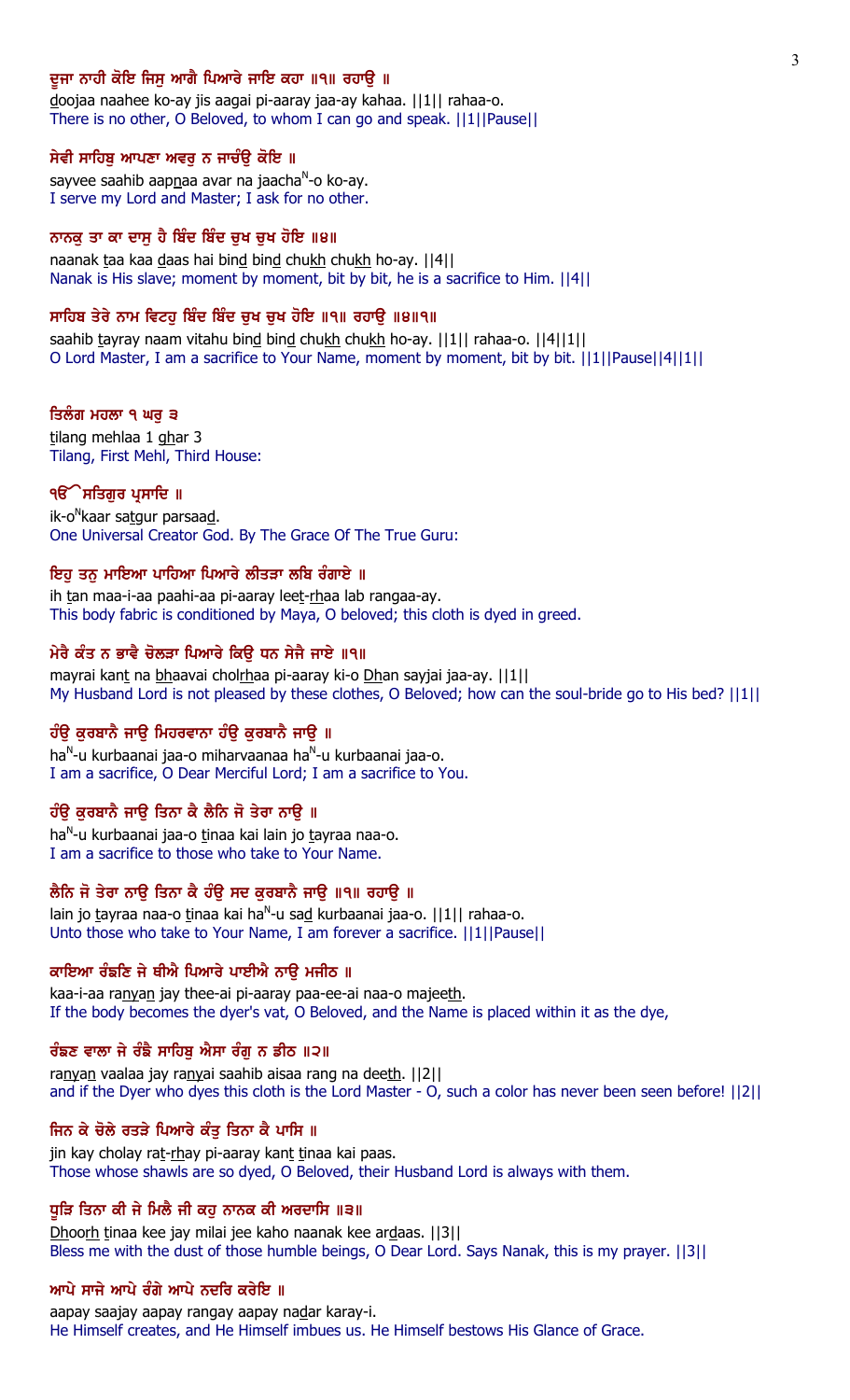ਦੂਜਾ ਨਾਹੀ ਕੋਇ ਜਿਸੁ ਆਗੈ ਪਿਆਰੇ ਜਾਇ ਕਹਾ ॥੧॥ ਰਹਾਉ ॥

doojaa naahee ko-ay jis aagai pi-aaray jaa-ay kahaa. ||1|| rahaa-o.

There is no other, O Beloved, to whom I can go and speak. ||1||Pause||

ਸੇਵੀ ਸਾਹਿਬੁ ਆਪਣਾ ਅਵਰੁ ਨ ਜਾਚੰਉ ਕੋਇ ॥

sayvee saahib aapnaa avar na jaachaN-o ko-ay.

I serve my Lord and Master; I ask for no other.

ਨਾਨਕੁ ਤਾ ਕਾ ਦਾਸੁ ਹੈ ਬਿੰਦ ਬਿੰਦ ਚੁਖ ਚੁਖ ਹੋਇ ॥੪॥

naanak taa kaa daas hai bind bind chukh chukh ho-ay. ||4||

Nanak is His slave; moment by moment, bit by bit, he is a sacrifice to Him. ||4||

ਸਾਹਿਬ ਤੇਰੇ ਨਾਮ ਵਿਟਹੁ ਬਿੰਦ ਬਿੰਦ ਚੁਖ ਚੁਖ ਹੋਇ ॥੧॥ ਰਹਾਉ ॥੪॥੧॥

saahib tayray naam vitahu bind bind chukh chukh ho-ay. ||1|| rahaa-o. ||4||1||

O Lord Master, I am a sacrifice to Your Name, moment by moment, bit by bit. ||1||Pause||4||1||

ਤਿਲੰਗ ਮਹਲਾ ੧ ਘਰੁ ੩

tilang mehlaa 1 ghar 3

Tilang, First Mehl, Third House:

ੴ ਸਤਿਗੁਰ ਪ੍ਰਸਾਦਿ ॥

ik-oNkaar satgur parsaad.

One Universal Creator God. By The Grace Of The True Guru:

ਇਹੁ ਤਨੁ ਮਾਇਆ ਪਾਹਿਆ ਪਿਆਰੇ ਲੀਤੜਾ ਲਬਿ ਰੰਗਾਏ ॥

ih tan maa-i-aa paahi-aa pi-aaray leet-rhaa lab rangaa-ay.

This body fabric is conditioned by Maya, O beloved; this cloth is dyed in greed.

ਮੇਰੈ ਕੰਤ ਨ ਭਾਵੈ ਚੋਲੜਾ ਪਿਆਰੇ ਕਿਉ ਧਨ ਸੇਜੈ ਜਾਏ ॥੧॥

mayrai kant na bhaavai cholrhaa pi-aaray ki-o Dhan sayjai jaa-ay. ||1||

My Husband Lord is not pleased by these clothes, O Beloved; how can the soul-bride go to His bed? ||1||

ਹੰਉ ਕੁਰਬਾਨੈ ਜਾਉ ਮਿਹਰਵਾਨਾ ਹੰਉ ਕੁਰਬਾਨੈ ਜਾਉ ॥

haN-u kurbaanai jaa-o miharvaanaa haN-u kurbaanai jaa-o.

I am a sacrifice, O Dear Merciful Lord; I am a sacrifice to You.

ਹੰਉ ਕੁਰਬਾਨੈ ਜਾਉ ਤਿਨਾ ਕੈ ਲੈਨਿ ਜੋ ਤੇਰਾ ਨਾਉ ॥

haN-u kurbaanai jaa-o tinaa kai lain jo tayraa naa-o.

I am a sacrifice to those who take to Your Name.

ਲੈਨਿ ਜੋ ਤੇਰਾ ਨਾਉ ਤਿਨਾ ਕੈ ਹੰਉ ਸਦ ਕੁਰਬਾਨੈ ਜਾਉ ॥੧॥ ਰਹਾਉ ॥

lain jo tayraa naa-o tinaa kai haN-u sad kurbaanai jaa-o. ||1|| rahaa-o.

Unto those who take to Your Name, I am forever a sacrifice. ||1||Pause||

ਕਾਇਆ ਰੰਙਣਿ ਜੇ ਥੀਐ ਪਿਆਰੇ ਪਾਈਐ ਨਾਉ ਮਜੀਠ ॥

kaa-i-aa ranyan jay thee-ai pi-aaray paa-ee-ai naa-o majeeth.

If the body becomes the dyer's vat, O Beloved, and the Name is placed within it as the dye,

ਰੰਙਣ ਵਾਲਾ ਜੇ ਰੰਙੈ ਸਾਹਿਬੁ ਐਸਾ ਰੰਗੁ ਨ ਡੀਠ ॥੨॥

ranyan vaalaa jay ranyai saahib aisaa rang na deeth. ||2||

and if the Dyer who dyes this cloth is the Lord Master - O, such a color has never been seen before! ||2||

ਜਿਨ ਕੇ ਚੋਲੇ ਰਤੜੇ ਪਿਆਰੇ ਕੰਤੁ ਤਿਨਾ ਕੈ ਪਾਸਿ ॥

jin kay cholay rat-rhay pi-aaray kant tinaa kai paas.

Those whose shawls are so dyed, O Beloved, their Husband Lord is always with them.

ਧੂੜਿ ਤਿਨਾ ਕੀ ਜੇ ਮਿਲੈ ਜੀ ਕਹੁ ਨਾਨਕ ਕੀ ਅਰਦਾਸਿ ॥੩॥

Dhoorh tinaa kee jay milai jee kaho naanak kee ardaas. ||3||

Bless me with the dust of those humble beings, O Dear Lord. Says Nanak, this is my prayer. ||3||

ਆਪੇ ਸਾਜੇ ਆਪੇ ਰੰਗੇ ਆਪੇ ਨਦਰਿ ਕਰੇਇ ॥

aapay saajay aapay rangay aapay nadar karay-i.

He Himself creates, and He Himself imbues us. He Himself bestows His Glance of Grace.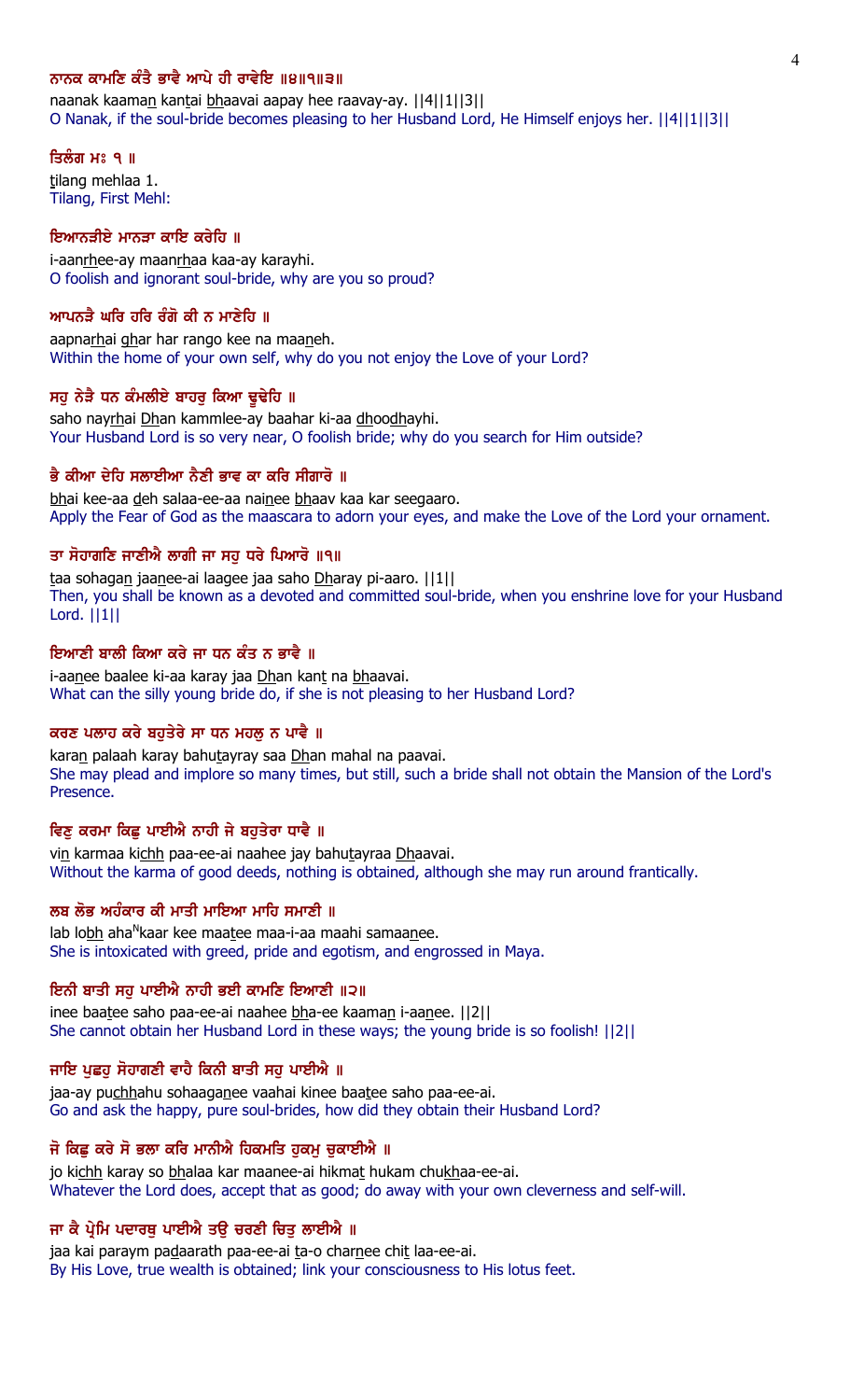**ਨਾਨਕ ਕਾਮਣਿ ਕੰਤੈ ਭਾਵੈ ਆਪੇ ਹੀ ਰਾਵੇਇ ॥੪॥੧॥੩॥**

naanak kaaman kantai bhaavai aapay hee raavay-ay. ||4||1||3||

O Nanak, if the soul-bride becomes pleasing to her Husband Lord, He Himself enjoys her. ||4||1||3||

**ਤਿਲੰਗ ਮਃ ੧ ॥**

tilang mehlaa 1.

Tilang, First Mehl:

**ਇਆਨੜੀਏ ਮਾਨੜਾ ਕਾਇ ਕਰੇਹਿ ॥**

i-aanrhee-ay maanrhaa kaa-ay karayhi.

O foolish and ignorant soul-bride, why are you so proud?

**ਆਪਨੜੈ ਘਰਿ ਹਰਿ ਰੰਗੋ ਕੀ ਨ ਮਾਣੇਹਿ ॥**

aapnarhai ghar har rango kee na maaneh.

Within the home of your own self, why do you not enjoy the Love of your Lord?

**ਸਹੁ ਨੇੜੈ ਧਨ ਕੰਮਲੀਏ ਬਾਹਰੁ ਕਿਆ ਢੂਢੇਹਿ ॥**

saho nayrhai Dhan kammlee-ay baahar ki-aa dhoodhayhi.

Your Husband Lord is so very near, O foolish bride; why do you search for Him outside?

**ਭੈ ਕੀਆ ਦੇਹਿ ਸਲਾਈਆ ਨੈਣੀ ਭਾਵ ਕਾ ਕਰਿ ਸੀਗਾਰੋ ॥**

bhai kee-aa deh salaa-ee-aa nainee bhaav kaa kar seegaaro.

Apply the Fear of God as the maascara to adorn your eyes, and make the Love of the Lord your ornament.

**ਤਾ ਸੋਹਾਗਣਿ ਜਾਣੀਐ ਲਾਗੀ ਜਾ ਸਹੁ ਧਰੇ ਪਿਆਰੋ ॥੧॥**

taa sohagan jaanee-ai laagee jaa saho Dharay pi-aaro. ||1||

Then, you shall be known as a devoted and committed soul-bride, when you enshrine love for your Husband Lord. ||1||

**ਇਆਣੀ ਬਾਲੀ ਕਿਆ ਕਰੇ ਜਾ ਧਨ ਕੰਤ ਨ ਭਾਵੈ ॥**

i-aanee baalee ki-aa karay jaa Dhan kant na bhaavai.

What can the silly young bride do, if she is not pleasing to her Husband Lord?

**ਕਰਣ ਪਲਾਹ ਕਰੇ ਬਹੁਤੇਰੇ ਸਾ ਧਨ ਮਹਲੁ ਨ ਪਾਵੈ ॥**

karan palaah karay bahutayray saa Dhan mahal na paavai.

She may plead and implore so many times, but still, such a bride shall not obtain the Mansion of the Lord's Presence.

**ਵਿਣੁ ਕਰਮਾ ਕਿਛੁ ਪਾਈਐ ਨਾਹੀ ਜੇ ਬਹੁਤੇਰਾ ਧਾਵੈ ॥**

vin karmaa kichh paa-ee-ai naahee jay bahutayraa Dhaavai.

Without the karma of good deeds, nothing is obtained, although she may run around frantically.

**ਲਬ ਲੋਭ ਅਹੰਕਾਰ ਕੀ ਮਾਤੀ ਮਾਇਆ ਮਾਹਿ ਸਮਾਣੀ ॥**

lab lobh ahaNkaar kee maatee maa-i-aa maahi samaanee.

She is intoxicated with greed, pride and egotism, and engrossed in Maya.

**ਇਨੀ ਬਾਤੀ ਸਹੁ ਪਾਈਐ ਨਾਹੀ ਭਈ ਕਾਮਣਿ ਇਆਣੀ ॥੨॥**

inee baatee saho paa-ee-ai naahee bha-ee kaaman i-aanee. ||2||

She cannot obtain her Husband Lord in these ways; the young bride is so foolish! ||2||

**ਜਾਇ ਪੁਛਹੁ ਸੋਹਾਗਣੀ ਵਾਹੈ ਕਿਨੀ ਬਾਤੀ ਸਹੁ ਪਾਈਐ ॥**

jaa-ay puchhahu sohaaganee vaahai kinee baatee saho paa-ee-ai.

Go and ask the happy, pure soul-brides, how did they obtain their Husband Lord?

**ਜੋ ਕਿਛੁ ਕਰੇ ਸੋ ਭਲਾ ਕਰਿ ਮਾਨੀਐ ਹਿਕਮਤਿ ਹੁਕਮੁ ਚੁਕਾਈਐ ॥**

jo kichh karay so bhalaa kar maanee-ai hikmat hukam chukhaa-ee-ai.

Whatever the Lord does, accept that as good; do away with your own cleverness and self-will.

**ਜਾ ਕੈ ਪ੍ਰੇਮਿ ਪਦਾਰਥੁ ਪਾਈਐ ਤਉ ਚਰਣੀ ਚਿਤੁ ਲਾਈਐ ॥**

jaa kai paraym padaarath paa-ee-ai ta-o charnee chit laa-ee-ai.

By His Love, true wealth is obtained; link your consciousness to His lotus feet.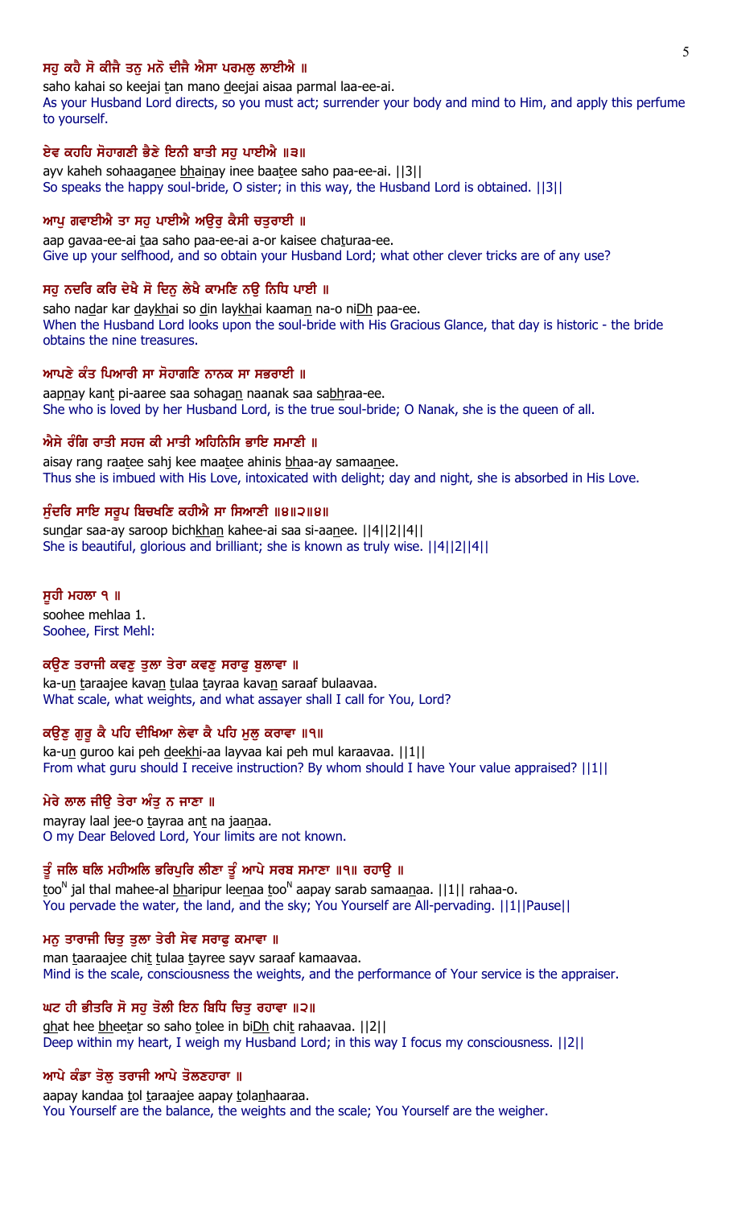**ਸਹੁ ਕਹੈ ਸੋ ਕੀਜੈ ਤਨੁ ਮਨੋ ਦੀਜੈ ਐਸਾ ਪਰਮਲੁ ਲਾਈਐ ॥**

saho kahai so keejai tan mano deejai aisaa parmal laa-ee-ai.

As your Husband Lord directs, so you must act; surrender your body and mind to Him, and apply this perfume to yourself.

**ਏਵ ਕਹਹਿ ਸੋਹਾਗਣੀ ਭੈਣੇ ਇਨੀ ਬਾਤੀ ਸਹੁ ਪਾਈਐ ॥੩॥**

ayv kaheh sohaaganee bhainay inee baatee saho paa-ee-ai. ||3||

So speaks the happy soul-bride, O sister; in this way, the Husband Lord is obtained. ||3||

**ਆਪੁ ਗਵਾਈਐ ਤਾ ਸਹੁ ਪਾਈਐ ਅਉਰੁ ਕੈਸੀ ਚਤੁਰਾਈ ॥**

aap gavaa-ee-ai taa saho paa-ee-ai a-or kaisee chaturaa-ee.

Give up your selfhood, and so obtain your Husband Lord; what other clever tricks are of any use?

**ਸਹੁ ਨਦਰਿ ਕਰਿ ਦੇਖੈ ਸੋ ਦਿਨੁ ਲੇਖੈ ਕਾਮਣਿ ਨਉ ਨਿਧਿ ਪਾਈ ॥**

saho nadar kar daykhai so din laykhai kaaman na-o niDh paa-ee.

When the Husband Lord looks upon the soul-bride with His Gracious Glance, that day is historic - the bride obtains the nine treasures.

**ਆਪਣੇ ਕੰਤ ਪਿਆਰੀ ਸਾ ਸੋਹਾਗਣਿ ਨਾਨਕ ਸਾ ਸਭਰਾਈ ॥**

aapnay kant pi-aaree saa sohagan naanak saa sabhraa-ee.

She who is loved by her Husband Lord, is the true soul-bride; O Nanak, she is the queen of all.

**ਐਸੇ ਰੰਗਿ ਰਾਤੀ ਸਹਜ ਕੀ ਮਾਤੀ ਅਹਿਨਿਸਿ ਭਾਇ ਸਮਾਣੀ ॥**

aisay rang raatee sahj kee maatee ahinis bhaa-ay samaanee.

Thus she is imbued with His Love, intoxicated with delight; day and night, she is absorbed in His Love.

**ਸੁੰਦਰਿ ਸਾਇ ਸਰੂਪ ਬਿਚਖਣਿ ਕਹੀਐ ਸਾ ਸਿਆਣੀ ॥੪॥੨॥੪॥**

sundar saa-ay saroop bichkhan kahee-ai saa si-aanee. ||4||2||4||

She is beautiful, glorious and brilliant; she is known as truly wise. ||4||2||4||

**ਸੂਹੀ ਮਹਲਾ ੧ ॥**

soohee mehlaa 1.

Soohee, First Mehl:

**ਕਉਣ ਤਰਾਜੀ ਕਵਣੁ ਤੁਲਾ ਤੇਰਾ ਕਵਣੁ ਸਰਾਫੁ ਬੁਲਾਵਾ ॥**

ka-un taraajee kavan tulaa tayraa kavan saraaf bulaavaa.

What scale, what weights, and what assayer shall I call for You, Lord?

**ਕਉਣੁ ਗੁਰੂ ਕੈ ਪਹਿ ਦੀਖਿਆ ਲੇਵਾ ਕੈ ਪਹਿ ਮੁਲੁ ਕਰਾਵਾ ॥੧॥**

ka-un guroo kai peh deekhi-aa layvaa kai peh mul karaavaa. ||1||

From what guru should I receive instruction? By whom should I have Your value appraised? ||1||

**ਮੇਰੇ ਲਾਲ ਜੀਉ ਤੇਰਾ ਅੰਤੁ ਨ ਜਾਣਾ ॥**

mayray laal jee-o tayraa ant na jaanaa.

O my Dear Beloved Lord, Your limits are not known.

**ਤੂੰ ਜਲਿ ਥਲਿ ਮਹੀਅਲਿ ਭਰਿਪੁਰਿ ਲੀਣਾ ਤੂੰ ਆਪੇ ਸਰਬ ਸਮਾਣਾ ॥੧॥ ਰਹਾਉ ॥**

tooN jal thal mahee-al bharipur leenaa tooN aapay sarab samaanaa. ||1|| rahaa-o.

You pervade the water, the land, and the sky; You Yourself are All-pervading. ||1||Pause||

**ਮਨੁ ਤਾਰਾਜੀ ਚਿਤੁ ਤੁਲਾ ਤੇਰੀ ਸੇਵ ਸਰਾਫੁ ਕਮਾਵਾ ॥**

man taaraajee chit tulaa tayree sayv saraaf kamaavaa.

Mind is the scale, consciousness the weights, and the performance of Your service is the appraiser.

**ਘਟ ਹੀ ਭੀਤਰਿ ਸੋ ਸਹੁ ਤੋਲੀ ਇਨ ਬਿਧਿ ਚਿਤੁ ਰਹਾਵਾ ॥੨॥**

ghat hee bheetar so saho tolee in biDh chit rahaavaa. ||2||

Deep within my heart, I weigh my Husband Lord; in this way I focus my consciousness. ||2||

**ਆਪੇ ਕੰਡਾ ਤੋਲੁ ਤਰਾਜੀ ਆਪੇ ਤੋਲਣਹਾਰਾ ॥**

aapay kandaa tol taraajee aapay tolanhaaraa.

You Yourself are the balance, the weights and the scale; You Yourself are the weigher.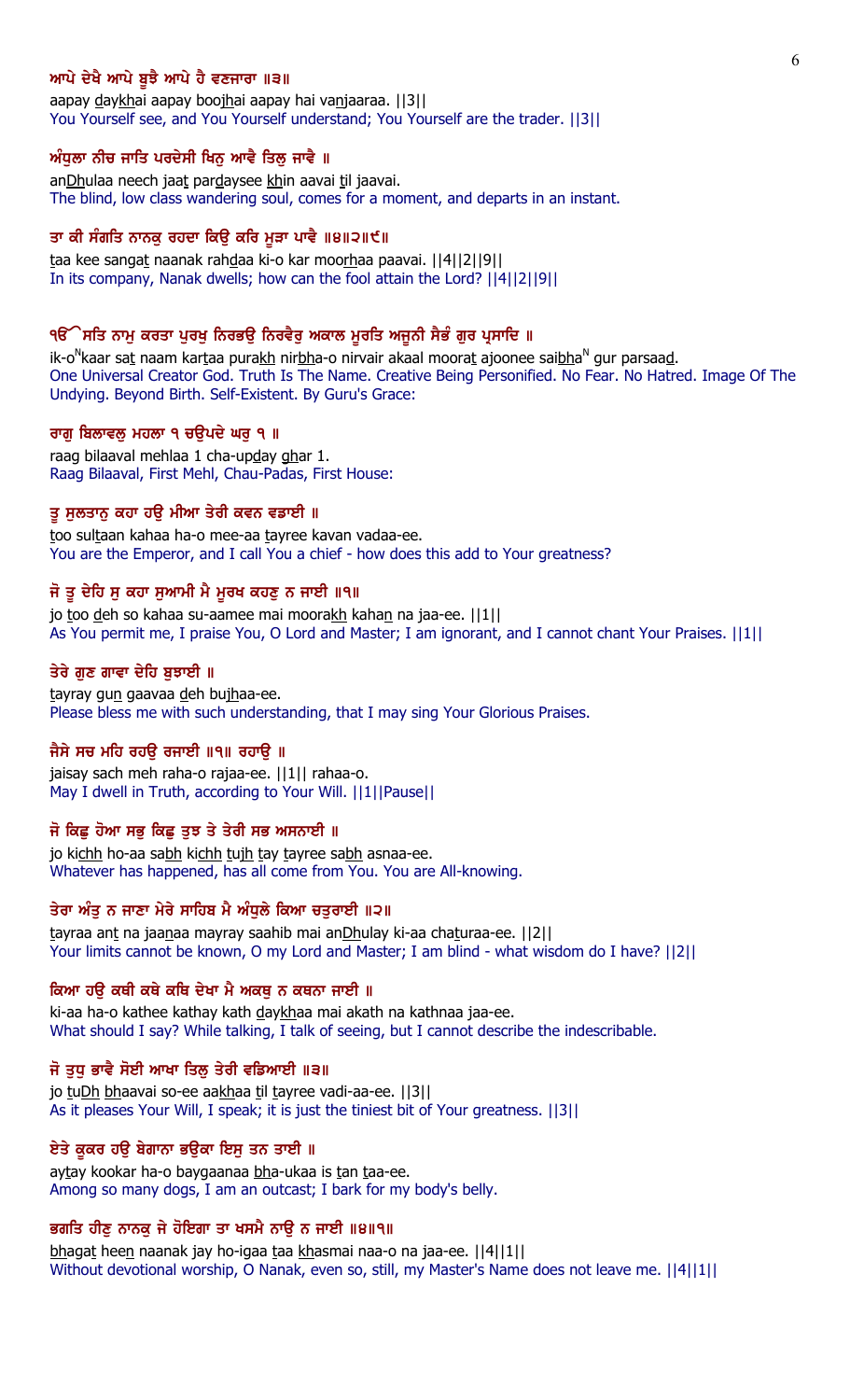**ਆਪੇ ਦੇਖੈ ਆਪੇ ਬੂਝੈ ਆਪੇ ਹੈ ਵਣਜਾਰਾ ॥੩॥**

aapay daykhai aapay boojhai aapay hai vanjaaraa. ||3||
You Yourself see, and You Yourself understand; You Yourself are the trader. ||3||

**ਅੰਧੁਲਾ ਨੀਚ ਜਾਤਿ ਪਰਦੇਸੀ ਖਿਨੁ ਆਵੈ ਤਿਲੁ ਜਾਵੈ ॥**

anDhulaa neech jaat pardaysee khin aavai til jaavai.
The blind, low class wandering soul, comes for a moment, and departs in an instant.

**ਤਾ ਕੀ ਸੰਗਤਿ ਨਾਨਕੁ ਰਹਦਾ ਕਿਉ ਕਰਿ ਮੂੜਾ ਪਾਵੈ ॥੪॥੨॥੯॥**

taa kee sangat naanak rahdaa ki-o kar moorhaa paavai. ||4||2||9||
In its company, Nanak dwells; how can the fool attain the Lord? ||4||2||9||

**ੴ ਸਤਿ ਨਾਮੁ ਕਰਤਾ ਪੁਰਖੁ ਨਿਰਭਉ ਨਿਰਵੈਰੁ ਅਕਾਲ ਮੂਰਤਿ ਅਜੂਨੀ ਸੈਭੰ ਗੁਰ ਪ੍ਰਸਾਦਿ ॥**

ik-oNkaar sat naam kartaa purakh nirbha-o nirvair akaal moorat ajoonee saibhaN gur parsaad.
One Universal Creator God. Truth Is The Name. Creative Being Personified. No Fear. No Hatred. Image Of The Undying. Beyond Birth. Self-Existent. By Guru's Grace:

**ਰਾਗੁ ਬਿਲਾਵਲੁ ਮਹਲਾ ੧ ਚਉਪਦੇ ਘਰੁ ੧ ॥**

raag bilaaval mehlaa 1 cha-upday ghar 1.
Raag Bilaaval, First Mehl, Chau-Padas, First House:

**ਤੂ ਸੁਲਤਾਨੁ ਕਹਾ ਹਉ ਮੀਆ ਤੇਰੀ ਕਵਨ ਵਡਾਈ ॥**

too sultaan kahaa ha-o mee-aa tayree kavan vadaa-ee.
You are the Emperor, and I call You a chief - how does this add to Your greatness?

**ਜੋ ਤੂ ਦੇਹਿ ਸੁ ਕਹਾ ਸੁਆਮੀ ਮੈ ਮੂਰਖ ਕਹਣੁ ਨ ਜਾਈ ॥੧॥**

jo too deh so kahaa su-aamee mai moorakh kahan na jaa-ee. ||1||
As You permit me, I praise You, O Lord and Master; I am ignorant, and I cannot chant Your Praises. ||1||

**ਤੇਰੇ ਗੁਣ ਗਾਵਾ ਦੇਹਿ ਬੁਝਾਈ ॥**

tayray gun gaavaa deh bujhaa-ee.
Please bless me with such understanding, that I may sing Your Glorious Praises.

**ਜੈਸੇ ਸਚ ਮਹਿ ਰਹਉ ਰਜਾਈ ॥੧॥ ਰਹਾਉ ॥**

jaisay sach meh raha-o rajaa-ee. ||1|| rahaa-o.
May I dwell in Truth, according to Your Will. ||1||Pause||

**ਜੋ ਕਿਛੁ ਹੋਆ ਸਭੁ ਕਿਛੁ ਤੁਝ ਤੇ ਤੇਰੀ ਸਭ ਅਸਨਾਈ ॥**

jo kichh ho-aa sabh kichh tujh tay tayree sabh asnaa-ee.
Whatever has happened, has all come from You. You are All-knowing.

**ਤੇਰਾ ਅੰਤੁ ਨ ਜਾਣਾ ਮੇਰੇ ਸਾਹਿਬ ਮੈ ਅੰਧੁਲੇ ਕਿਆ ਚਤੁਰਾਈ ॥੨॥**

tayraa ant na jaanaa mayray saahib mai anDhulay ki-aa chaturaa-ee. ||2||
Your limits cannot be known, O my Lord and Master; I am blind - what wisdom do I have? ||2||

**ਕਿਆ ਹਉ ਕਥੀ ਕਥੇ ਕਥਿ ਦੇਖਾ ਮੈ ਅਕਥੁ ਨ ਕਥਨਾ ਜਾਈ ॥**

ki-aa ha-o kathee kathay kath daykhaa mai akath na kathnaa jaa-ee.
What should I say? While talking, I talk of seeing, but I cannot describe the indescribable.

**ਜੋ ਤੁਧੁ ਭਾਵੈ ਸੋਈ ਆਖਾ ਤਿਲੁ ਤੇਰੀ ਵਡਿਆਈ ॥੩॥**

jo tuDh bhaavai so-ee aakhaa til tayree vadi-aa-ee. ||3||
As it pleases Your Will, I speak; it is just the tiniest bit of Your greatness. ||3||

**ਏਤੇ ਕੂਕਰ ਹਉ ਬੇਗਾਨਾ ਭਉਕਾ ਇਸੁ ਤਨ ਤਾਈ ॥**

aytay kookar ha-o baygaanaa bha-ukaa is tan taa-ee.
Among so many dogs, I am an outcast; I bark for my body's belly.

**ਭਗਤਿ ਹੀਣੁ ਨਾਨਕੁ ਜੇ ਹੋਇਗਾ ਤਾ ਖਸਮੈ ਨਾਉ ਨ ਜਾਈ ॥੪॥੧॥**

bhagat heen naanak jay ho-igaa taa khasmai naa-o na jaa-ee. ||4||1||
Without devotional worship, O Nanak, even so, still, my Master's Name does not leave me. ||4||1||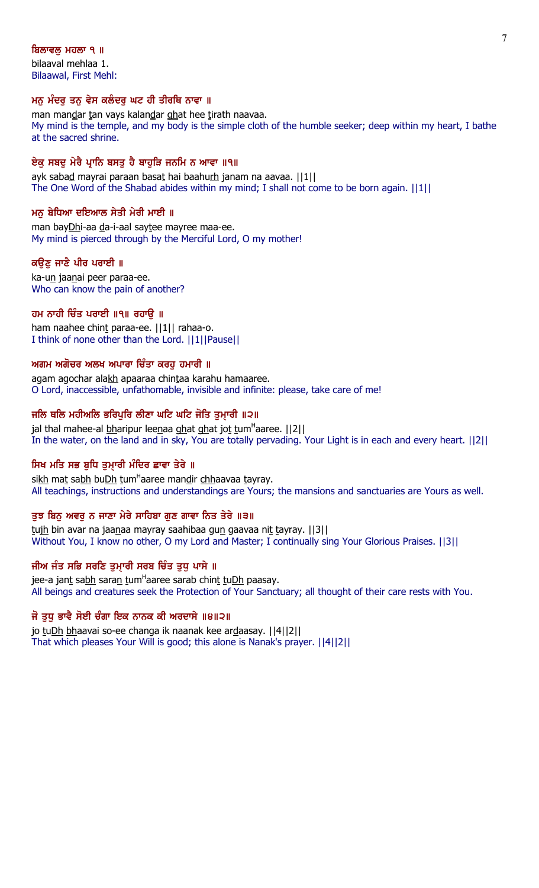**ਬਿਲਾਵਲੁ ਮਹਲਾ ੧ ॥**

bilaaval mehlaa 1.

Bilaawal, First Mehl:

**ਮਨੁ ਮੰਦਰੁ ਤਨੁ ਵੇਸ ਕਲੰਦਰੁ ਘਟ ਹੀ ਤੀਰਥਿ ਨਾਵਾ ॥**

man mandar tan vays kalandar ghat hee tirath naavaa.

My mind is the temple, and my body is the simple cloth of the humble seeker; deep within my heart, I bathe at the sacred shrine.

**ਏਕੁ ਸਬਦੁ ਮੇਰੈ ਪ੍ਰਾਨਿ ਬਸਤੁ ਹੈ ਬਾਹੁੜਿ ਜਨਮਿ ਨ ਆਵਾ ॥੧॥**

ayk sabad mayrai paraan basat hai baahurh janam na aavaa. ||1||

The One Word of the Shabad abides within my mind; I shall not come to be born again. ||1||

**ਮਨੁ ਬੇਧਿਆ ਦਇਆਲ ਸੇਤੀ ਮੇਰੀ ਮਾਈ ॥**

man bayDhi-aa da-i-aal saytee mayree maa-ee.

My mind is pierced through by the Merciful Lord, O my mother!

**ਕਉਣੁ ਜਾਣੈ ਪੀਰ ਪਰਾਈ ॥**

ka-un jaanai peer paraa-ee.

Who can know the pain of another?

**ਹਮ ਨਾਹੀ ਚਿੰਤ ਪਰਾਈ ॥੧॥ ਰਹਾਉ ॥**

ham naahee chint paraa-ee. ||1|| rahaa-o.

I think of none other than the Lord. ||1||Pause||

**ਅਗਮ ਅਗੋਚਰ ਅਲਖ ਅਪਾਰਾ ਚਿੰਤਾ ਕਰਹੁ ਹਮਾਰੀ ॥**

agam agochar alakh apaaraa chintaa karahu hamaaree.

O Lord, inaccessible, unfathomable, invisible and infinite: please, take care of me!

**ਜਲਿ ਥਲਿ ਮਹੀਅਲਿ ਭਰਿਪੁਰਿ ਲੀਣਾ ਘਟਿ ਘਟਿ ਜੋਤਿ ਤੁਮ੍ਹਾਰੀ ॥੨॥**

jal thal mahee-al bharipur leenaa ghat ghat jot tum[H]aaree. ||2||

In the water, on the land and in sky, You are totally pervading. Your Light is in each and every heart. ||2||

**ਸਿਖ ਮਤਿ ਸਭ ਬੁਧਿ ਤੁਮ੍ਹਾਰੀ ਮੰਦਿਰ ਛਾਵਾ ਤੇਰੇ ॥**

sikh mat sabh buDh tum[H]aaree mandir chhaavaa tayray.

All teachings, instructions and understandings are Yours; the mansions and sanctuaries are Yours as well.

**ਤੁਝ ਬਿਨੁ ਅਵਰੁ ਨ ਜਾਣਾ ਮੇਰੇ ਸਾਹਿਬਾ ਗੁਣ ਗਾਵਾ ਨਿਤ ਤੇਰੇ ॥੩॥**

tujh bin avar na jaanaa mayray saahibaa gun gaavaa nit tayray. ||3||

Without You, I know no other, O my Lord and Master; I continually sing Your Glorious Praises. ||3||

**ਜੀਅ ਜੰਤ ਸਭਿ ਸਰਣਿ ਤੁਮ੍ਹਾਰੀ ਸਰਬ ਚਿੰਤ ਤੁਧੁ ਪਾਸੇ ॥**

jee-a jant sabh saran tum[H]aaree sarab chint tuDh paasay.

All beings and creatures seek the Protection of Your Sanctuary; all thought of their care rests with You.

**ਜੋ ਤੁਧੁ ਭਾਵੈ ਸੋਈ ਚੰਗਾ ਇਕ ਨਾਨਕ ਕੀ ਅਰਦਾਸੇ ॥੪॥੨॥**

jo tuDh bhaavai so-ee changa ik naanak kee ardaasay. ||4||2||

That which pleases Your Will is good; this alone is Nanak's prayer. ||4||2||